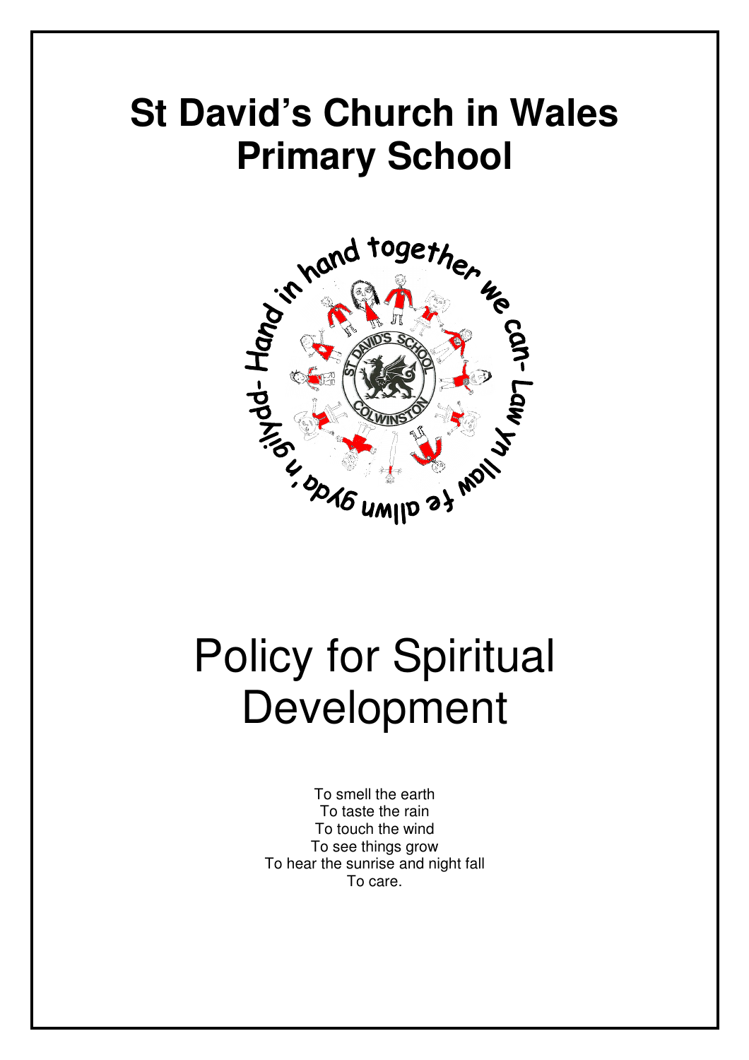# St David's Church in Wales Primary School

# Policy for Spiritual Development

To smell the earth
To taste the rain
To touch the wind
To see things grow
To hear the sunrise and night fall
To care.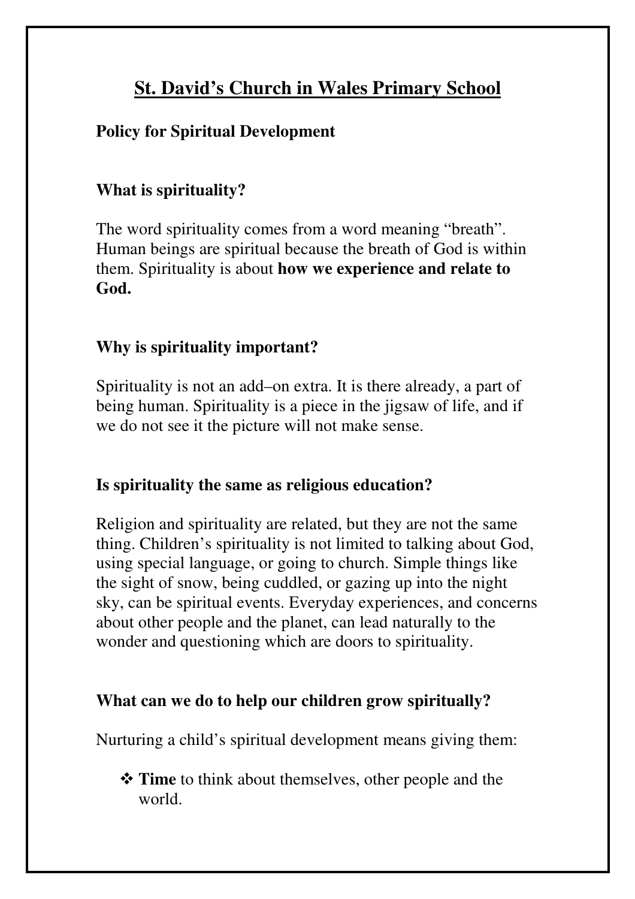# St. David's Church in Wales Primary School

**Policy for Spiritual Development**

## What is spirituality?

The word spirituality comes from a word meaning "breath". Human beings are spiritual because the breath of God is within them. Spirituality is about **how we experience and relate to God.**

## Why is spirituality important?

Spirituality is not an add–on extra. It is there already, a part of being human. Spirituality is a piece in the jigsaw of life, and if we do not see it the picture will not make sense.

## Is spirituality the same as religious education?

Religion and spirituality are related, but they are not the same thing. Children's spirituality is not limited to talking about God, using special language, or going to church. Simple things like the sight of snow, being cuddled, or gazing up into the night sky, can be spiritual events. Everyday experiences, and concerns about other people and the planet, can lead naturally to the wonder and questioning which are doors to spirituality.

## What can we do to help our children grow spiritually?

Nurturing a child's spiritual development means giving them:

- **Time** to think about themselves, other people and the world.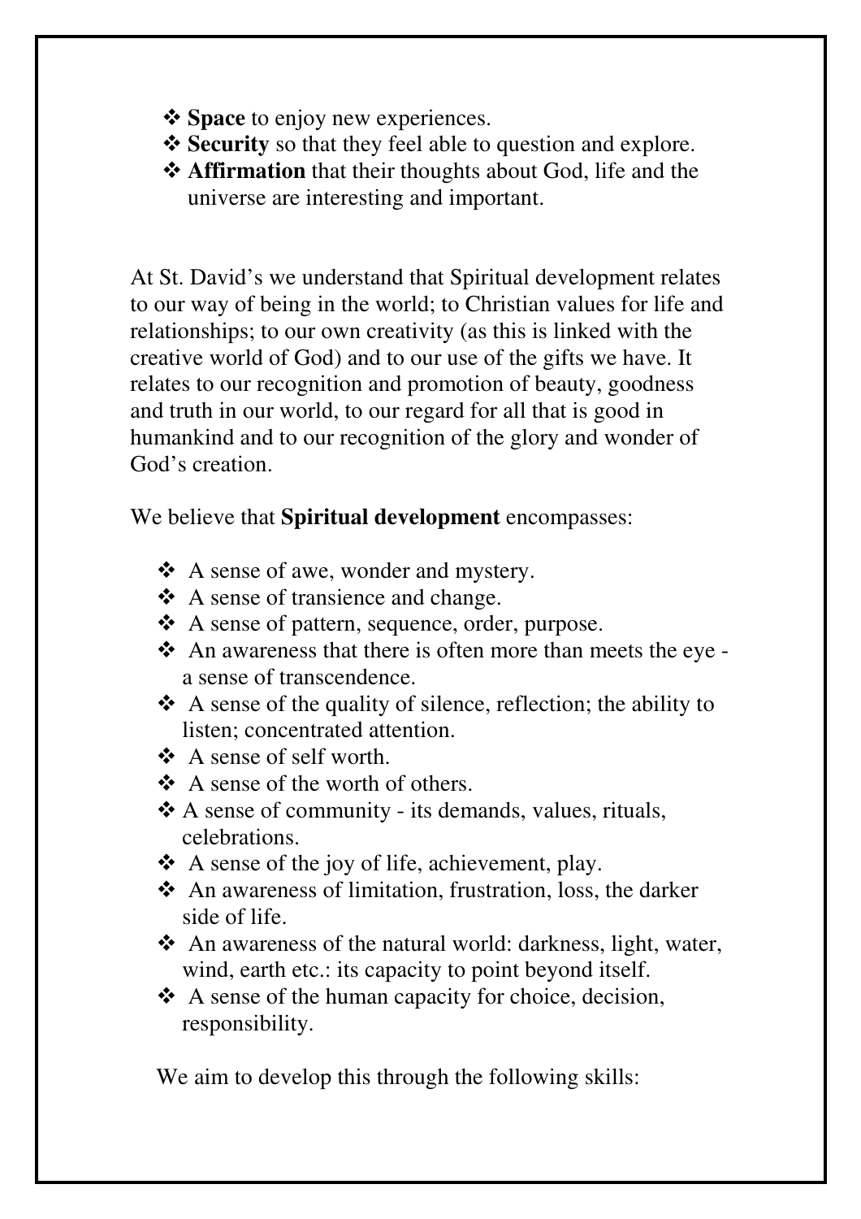- **Space** to enjoy new experiences.
- **Security** so that they feel able to question and explore.
- **Affirmation** that their thoughts about God, life and the universe are interesting and important.

At St. David's we understand that Spiritual development relates to our way of being in the world; to Christian values for life and relationships; to our own creativity (as this is linked with the creative world of God) and to our use of the gifts we have. It relates to our recognition and promotion of beauty, goodness and truth in our world, to our regard for all that is good in humankind and to our recognition of the glory and wonder of God's creation.

We believe that **Spiritual development** encompasses:

- A sense of awe, wonder and mystery.
- A sense of transience and change.
- A sense of pattern, sequence, order, purpose.
- An awareness that there is often more than meets the eye - a sense of transcendence.
- A sense of the quality of silence, reflection; the ability to listen; concentrated attention.
- A sense of self worth.
- A sense of the worth of others.
- A sense of community - its demands, values, rituals, celebrations.
- A sense of the joy of life, achievement, play.
- An awareness of limitation, frustration, loss, the darker side of life.
- An awareness of the natural world: darkness, light, water, wind, earth etc.: its capacity to point beyond itself.
- A sense of the human capacity for choice, decision, responsibility.

We aim to develop this through the following skills: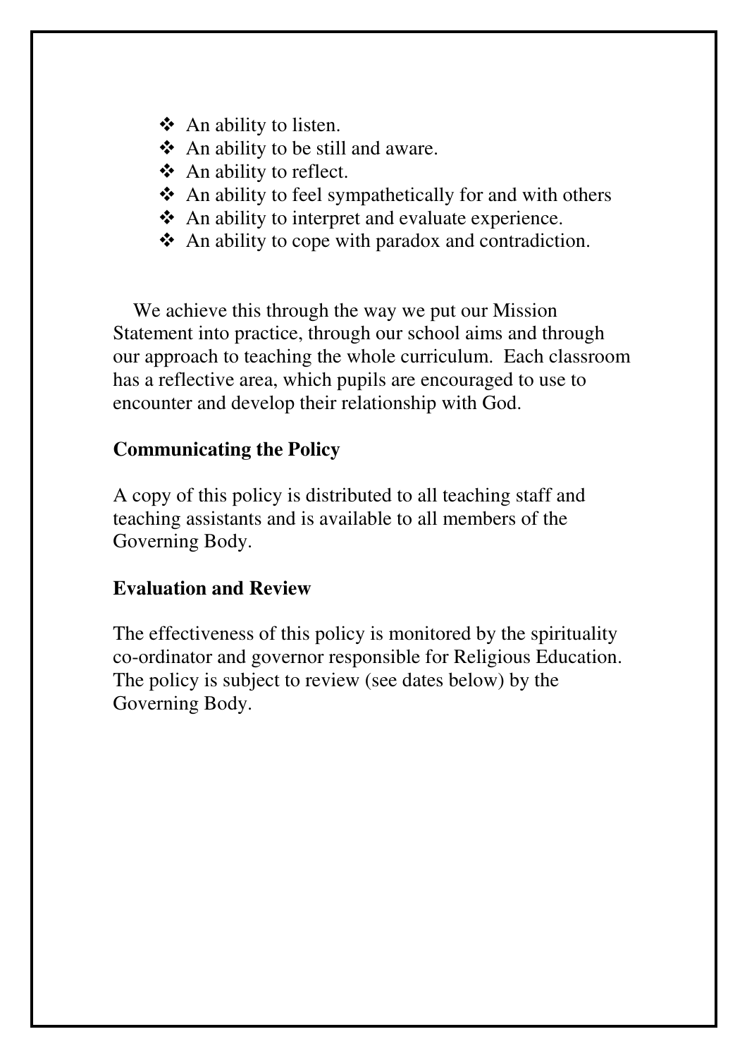- An ability to listen.
- An ability to be still and aware.
- An ability to reflect.
- An ability to feel sympathetically for and with others
- An ability to interpret and evaluate experience.
- An ability to cope with paradox and contradiction.

We achieve this through the way we put our Mission Statement into practice, through our school aims and through our approach to teaching the whole curriculum. Each classroom has a reflective area, which pupils are encouraged to use to encounter and develop their relationship with God.

**Communicating the Policy**

A copy of this policy is distributed to all teaching staff and teaching assistants and is available to all members of the Governing Body.

**Evaluation and Review**

The effectiveness of this policy is monitored by the spirituality co-ordinator and governor responsible for Religious Education. The policy is subject to review (see dates below) by the Governing Body.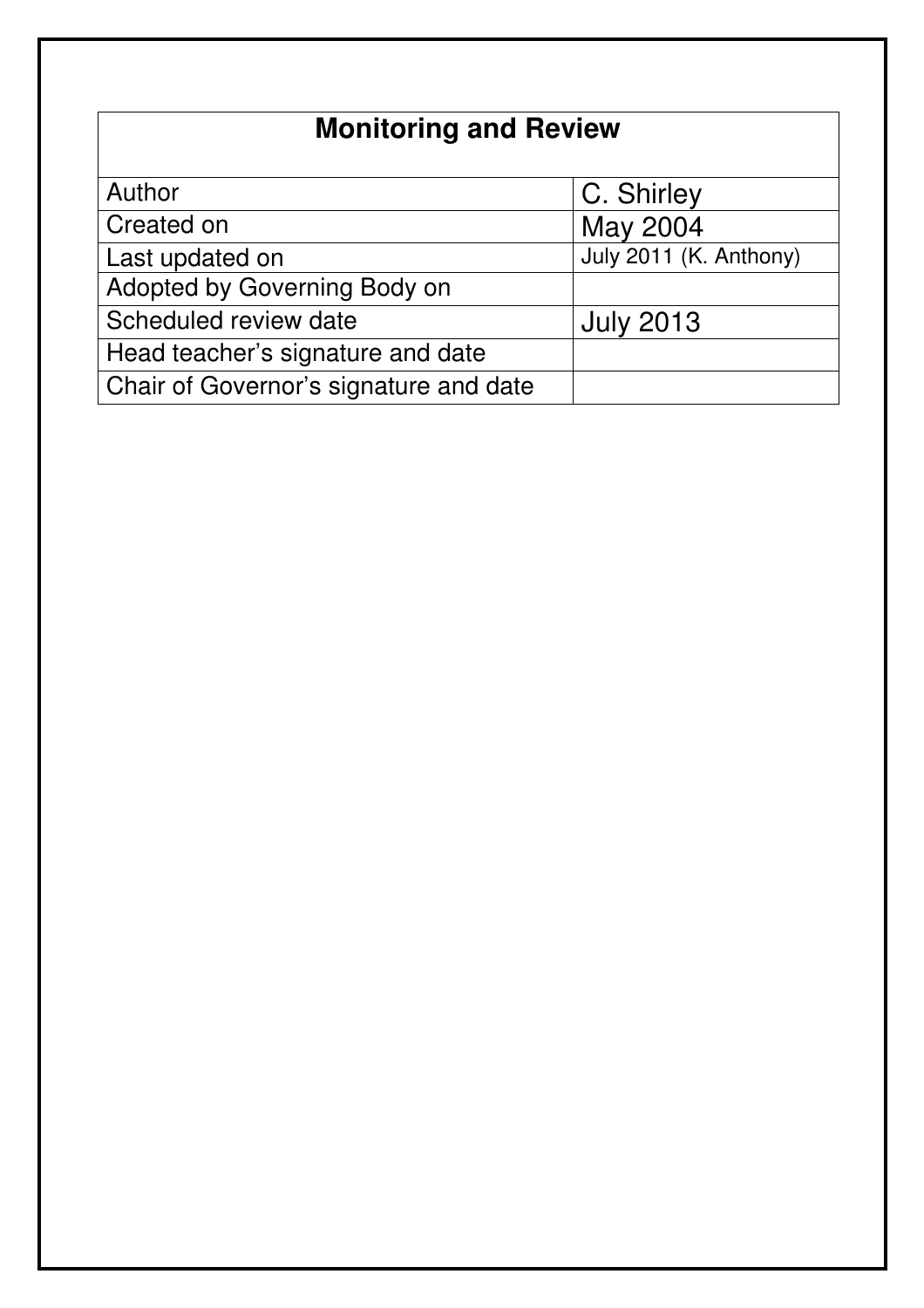| Monitoring and Review | |
|---|---|
| Author | C. Shirley |
| Created on | May 2004 |
| Last updated on | July 2011 (K. Anthony) |
| Adopted by Governing Body on | |
| Scheduled review date | July 2013 |
| Head teacher's signature and date | |
| Chair of Governor's signature and date | |